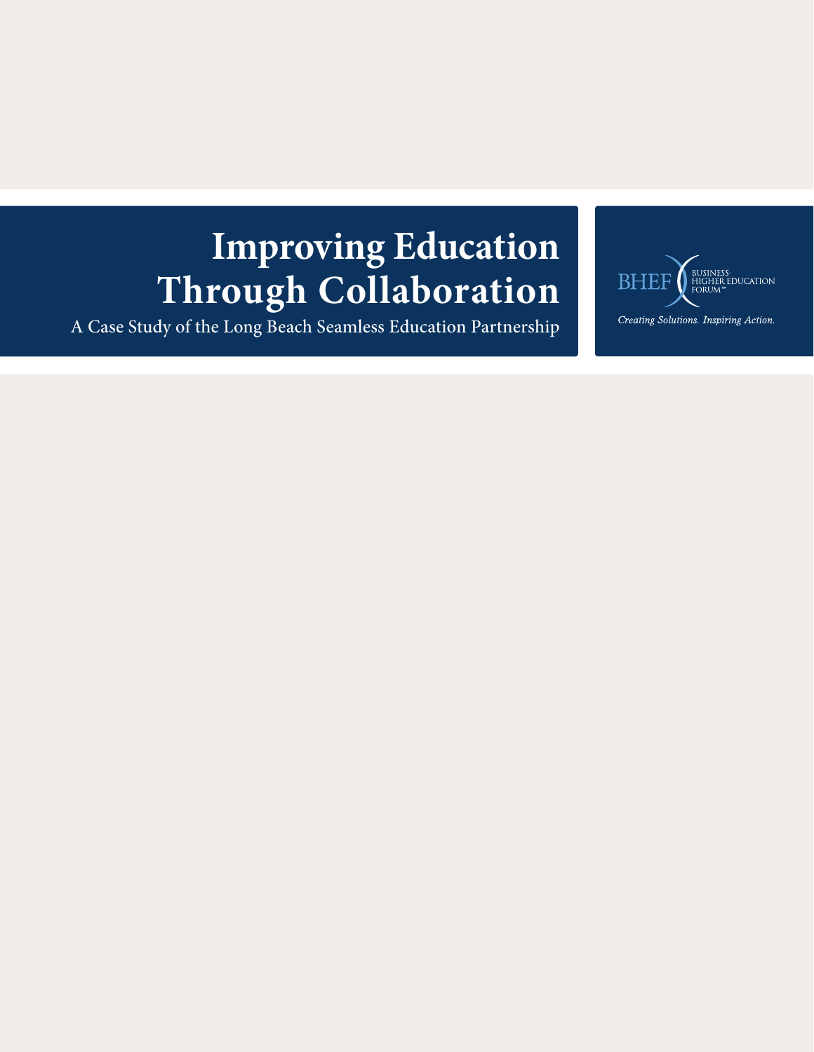# Improving Education Through Collaboration

A Case Study of the Long Beach Seamless Education Partnership

BHEF BUSINESS-HIGHER EDUCATION FORUM™

*Creating Solutions. Inspiring Action.*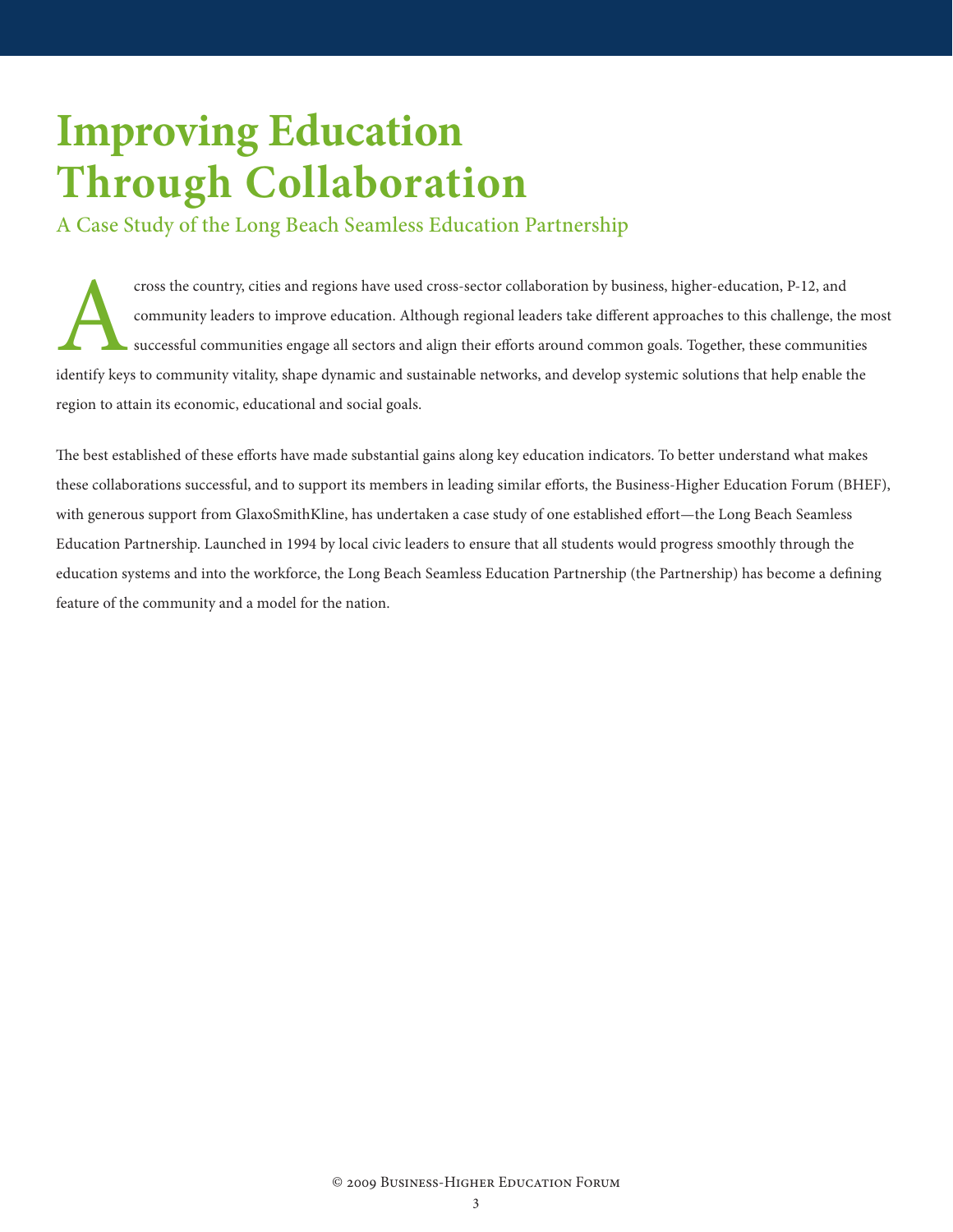# Improving Education Through Collaboration

## A Case Study of the Long Beach Seamless Education Partnership

Across the country, cities and regions have used cross-sector collaboration by business, higher-education, P-12, and community leaders to improve education. Although regional leaders take different approaches to this challenge, the most successful communities engage all sectors and align their efforts around common goals. Together, these communities identify keys to community vitality, shape dynamic and sustainable networks, and develop systemic solutions that help enable the region to attain its economic, educational and social goals.

The best established of these efforts have made substantial gains along key education indicators. To better understand what makes these collaborations successful, and to support its members in leading similar efforts, the Business-Higher Education Forum (BHEF), with generous support from GlaxoSmithKline, has undertaken a case study of one established effort—the Long Beach Seamless Education Partnership. Launched in 1994 by local civic leaders to ensure that all students would progress smoothly through the education systems and into the workforce, the Long Beach Seamless Education Partnership (the Partnership) has become a defining feature of the community and a model for the nation.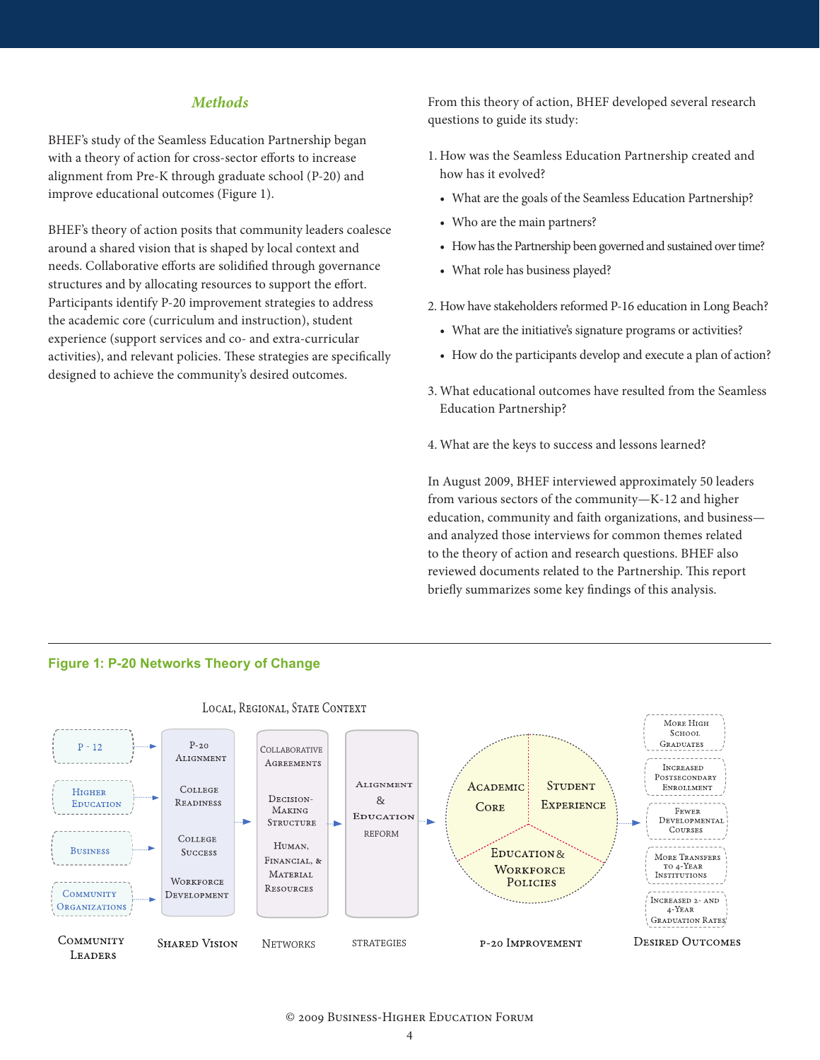## *Methods*

BHEF's study of the Seamless Education Partnership began with a theory of action for cross-sector efforts to increase alignment from Pre-K through graduate school (P-20) and improve educational outcomes (Figure 1).

BHEF's theory of action posits that community leaders coalesce around a shared vision that is shaped by local context and needs. Collaborative efforts are solidified through governance structures and by allocating resources to support the effort. Participants identify P-20 improvement strategies to address the academic core (curriculum and instruction), student experience (support services and co- and extra-curricular activities), and relevant policies. These strategies are specifically designed to achieve the community's desired outcomes.

From this theory of action, BHEF developed several research questions to guide its study:

1. How was the Seamless Education Partnership created and how has it evolved?
   - What are the goals of the Seamless Education Partnership?
   - Who are the main partners?
   - How has the Partnership been governed and sustained over time?
   - What role has business played?
2. How have stakeholders reformed P-16 education in Long Beach?
   - What are the initiative's signature programs or activities?
   - How do the participants develop and execute a plan of action?
3. What educational outcomes have resulted from the Seamless Education Partnership?
4. What are the keys to success and lessons learned?

In August 2009, BHEF interviewed approximately 50 leaders from various sectors of the community—K-12 and higher education, community and faith organizations, and business—and analyzed those interviews for common themes related to the theory of action and research questions. BHEF also reviewed documents related to the Partnership. This report briefly summarizes some key findings of this analysis.

**Figure 1: P-20 Networks Theory of Change**

Local, Regional, State Context

| Community Leaders | Shared Vision | Networks | Strategies | P-20 Improvement | Desired Outcomes |
|---|---|---|---|---|---|
| P - 12 | P-20 Alignment | Collaborative Agreements | Alignment & Education Reform | Academic Core | More High School Graduates |
| Higher Education | College Readiness | Decision-Making Structure | | Student Experience | Increased Postsecondary Enrollment |
| Business | College Success | Human, Financial, & Material Resources | | Education & Workforce Policies | Fewer Developmental Courses |
| Community Organizations | Workforce Development | | | | More Transfers to 4-Year Institutions |
| | | | | | Increased 2- and 4-Year Graduation Rates |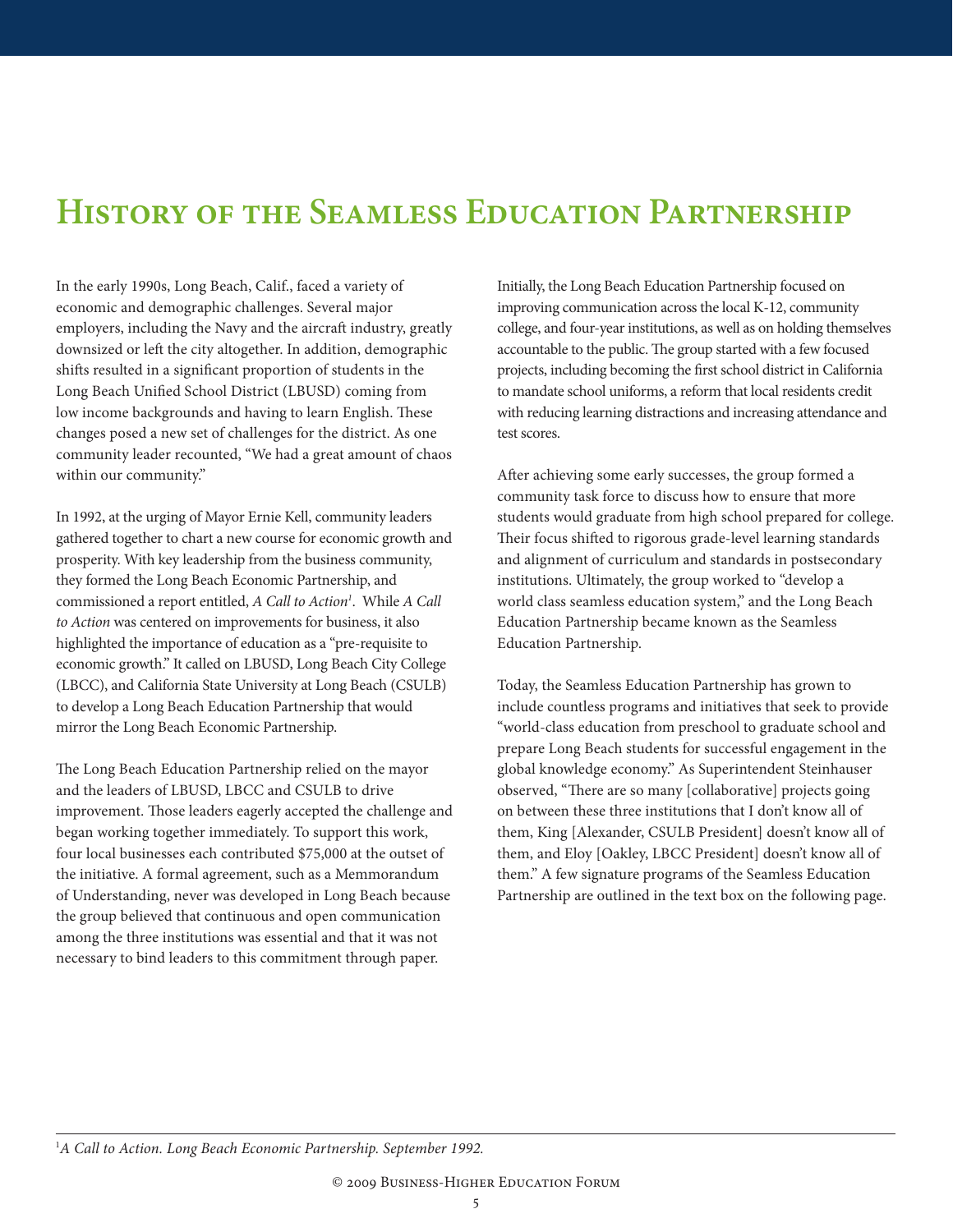# History of the Seamless Education Partnership

In the early 1990s, Long Beach, Calif., faced a variety of economic and demographic challenges. Several major employers, including the Navy and the aircraft industry, greatly downsized or left the city altogether. In addition, demographic shifts resulted in a significant proportion of students in the Long Beach Unified School District (LBUSD) coming from low income backgrounds and having to learn English. These changes posed a new set of challenges for the district. As one community leader recounted, "We had a great amount of chaos within our community."

In 1992, at the urging of Mayor Ernie Kell, community leaders gathered together to chart a new course for economic growth and prosperity. With key leadership from the business community, they formed the Long Beach Economic Partnership, and commissioned a report entitled, *A Call to Action*[1]. While *A Call to Action* was centered on improvements for business, it also highlighted the importance of education as a "pre-requisite to economic growth." It called on LBUSD, Long Beach City College (LBCC), and California State University at Long Beach (CSULB) to develop a Long Beach Education Partnership that would mirror the Long Beach Economic Partnership.

The Long Beach Education Partnership relied on the mayor and the leaders of LBUSD, LBCC and CSULB to drive improvement. Those leaders eagerly accepted the challenge and began working together immediately. To support this work, four local businesses each contributed $75,000 at the outset of the initiative. A formal agreement, such as a Memmorandum of Understanding, never was developed in Long Beach because the group believed that continuous and open communication among the three institutions was essential and that it was not necessary to bind leaders to this commitment through paper.

Initially, the Long Beach Education Partnership focused on improving communication across the local K-12, community college, and four-year institutions, as well as on holding themselves accountable to the public. The group started with a few focused projects, including becoming the first school district in California to mandate school uniforms, a reform that local residents credit with reducing learning distractions and increasing attendance and test scores.

After achieving some early successes, the group formed a community task force to discuss how to ensure that more students would graduate from high school prepared for college. Their focus shifted to rigorous grade-level learning standards and alignment of curriculum and standards in postsecondary institutions. Ultimately, the group worked to "develop a world class seamless education system," and the Long Beach Education Partnership became known as the Seamless Education Partnership.

Today, the Seamless Education Partnership has grown to include countless programs and initiatives that seek to provide "world-class education from preschool to graduate school and prepare Long Beach students for successful engagement in the global knowledge economy." As Superintendent Steinhauser observed, "There are so many [collaborative] projects going on between these three institutions that I don't know all of them, King [Alexander, CSULB President] doesn't know all of them, and Eloy [Oakley, LBCC President] doesn't know all of them." A few signature programs of the Seamless Education Partnership are outlined in the text box on the following page.

---

[1] *A Call to Action. Long Beach Economic Partnership. September 1992.*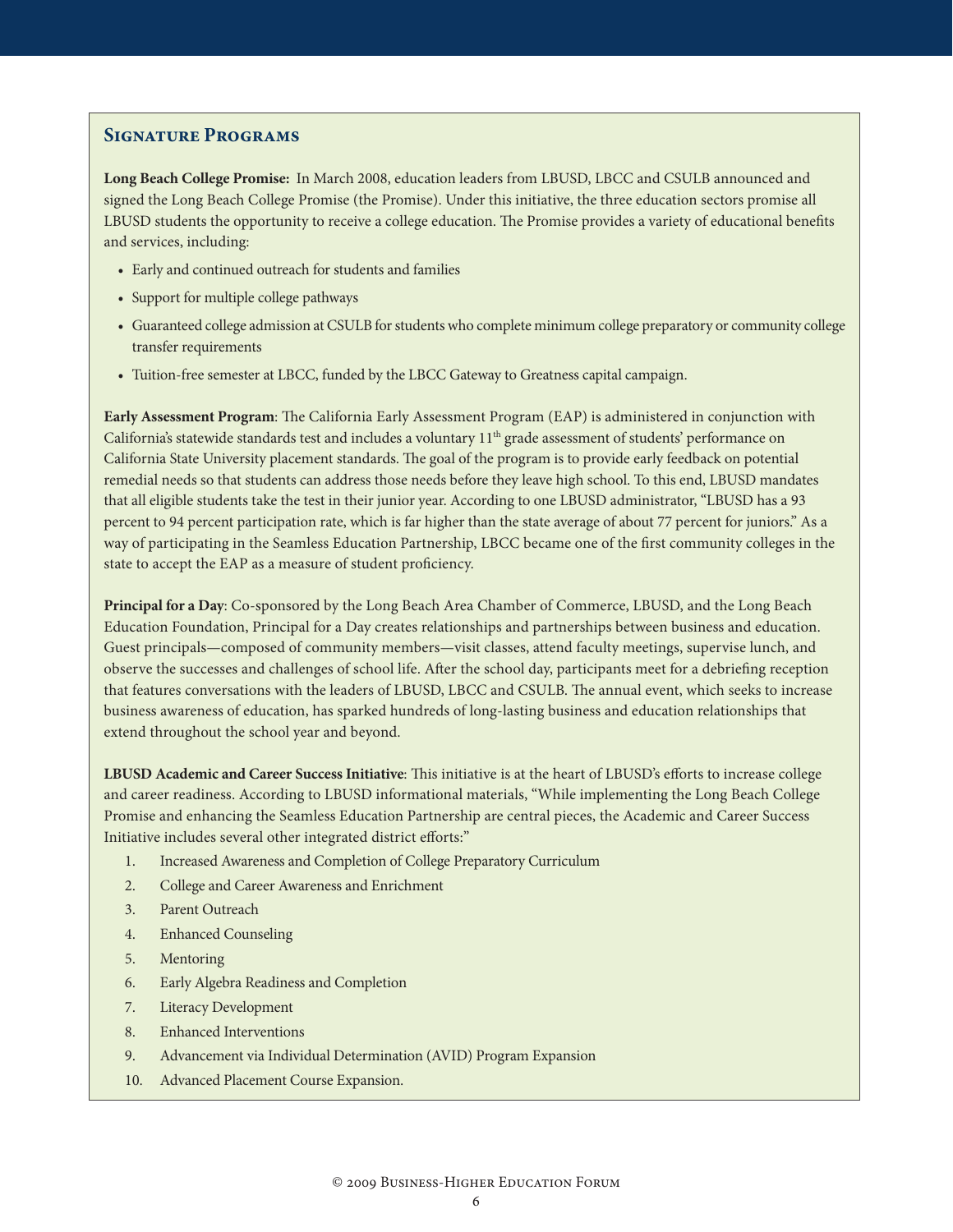## Signature Programs

**Long Beach College Promise:** In March 2008, education leaders from LBUSD, LBCC and CSULB announced and signed the Long Beach College Promise (the Promise). Under this initiative, the three education sectors promise all LBUSD students the opportunity to receive a college education. The Promise provides a variety of educational benefits and services, including:

- Early and continued outreach for students and families
- Support for multiple college pathways
- Guaranteed college admission at CSULB for students who complete minimum college preparatory or community college transfer requirements
- Tuition-free semester at LBCC, funded by the LBCC Gateway to Greatness capital campaign.

**Early Assessment Program**: The California Early Assessment Program (EAP) is administered in conjunction with California's statewide standards test and includes a voluntary 11th grade assessment of students' performance on California State University placement standards. The goal of the program is to provide early feedback on potential remedial needs so that students can address those needs before they leave high school. To this end, LBUSD mandates that all eligible students take the test in their junior year. According to one LBUSD administrator, "LBUSD has a 93 percent to 94 percent participation rate, which is far higher than the state average of about 77 percent for juniors." As a way of participating in the Seamless Education Partnership, LBCC became one of the first community colleges in the state to accept the EAP as a measure of student proficiency.

**Principal for a Day**: Co-sponsored by the Long Beach Area Chamber of Commerce, LBUSD, and the Long Beach Education Foundation, Principal for a Day creates relationships and partnerships between business and education. Guest principals—composed of community members—visit classes, attend faculty meetings, supervise lunch, and observe the successes and challenges of school life. After the school day, participants meet for a debriefing reception that features conversations with the leaders of LBUSD, LBCC and CSULB. The annual event, which seeks to increase business awareness of education, has sparked hundreds of long-lasting business and education relationships that extend throughout the school year and beyond.

**LBUSD Academic and Career Success Initiative**: This initiative is at the heart of LBUSD's efforts to increase college and career readiness. According to LBUSD informational materials, "While implementing the Long Beach College Promise and enhancing the Seamless Education Partnership are central pieces, the Academic and Career Success Initiative includes several other integrated district efforts:"

1. Increased Awareness and Completion of College Preparatory Curriculum
2. College and Career Awareness and Enrichment
3. Parent Outreach
4. Enhanced Counseling
5. Mentoring
6. Early Algebra Readiness and Completion
7. Literacy Development
8. Enhanced Interventions
9. Advancement via Individual Determination (AVID) Program Expansion
10. Advanced Placement Course Expansion.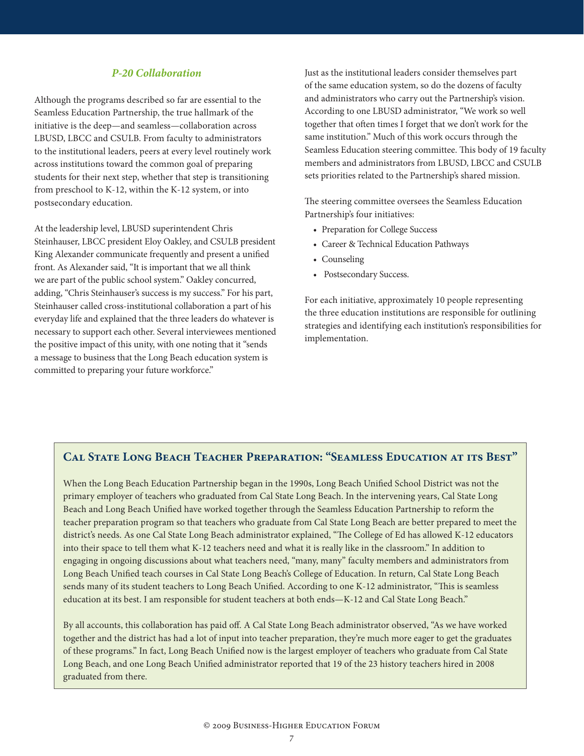### *P-20 Collaboration*

Although the programs described so far are essential to the Seamless Education Partnership, the true hallmark of the initiative is the deep—and seamless—collaboration across LBUSD, LBCC and CSULB. From faculty to administrators to the institutional leaders, peers at every level routinely work across institutions toward the common goal of preparing students for their next step, whether that step is transitioning from preschool to K-12, within the K-12 system, or into postsecondary education.

At the leadership level, LBUSD superintendent Chris Steinhauser, LBCC president Eloy Oakley, and CSULB president King Alexander communicate frequently and present a unified front. As Alexander said, "It is important that we all think we are part of the public school system." Oakley concurred, adding, "Chris Steinhauser's success is my success." For his part, Steinhauser called cross-institutional collaboration a part of his everyday life and explained that the three leaders do whatever is necessary to support each other. Several interviewees mentioned the positive impact of this unity, with one noting that it "sends a message to business that the Long Beach education system is committed to preparing your future workforce."

Just as the institutional leaders consider themselves part of the same education system, so do the dozens of faculty and administrators who carry out the Partnership's vision. According to one LBUSD administrator, "We work so well together that often times I forget that we don't work for the same institution." Much of this work occurs through the Seamless Education steering committee. This body of 19 faculty members and administrators from LBUSD, LBCC and CSULB sets priorities related to the Partnership's shared mission.

The steering committee oversees the Seamless Education Partnership's four initiatives:

- Preparation for College Success
- Career & Technical Education Pathways
- Counseling
- Postsecondary Success.

For each initiative, approximately 10 people representing the three education institutions are responsible for outlining strategies and identifying each institution's responsibilities for implementation.

### Cal State Long Beach Teacher Preparation: "Seamless Education at its Best"

When the Long Beach Education Partnership began in the 1990s, Long Beach Unified School District was not the primary employer of teachers who graduated from Cal State Long Beach. In the intervening years, Cal State Long Beach and Long Beach Unified have worked together through the Seamless Education Partnership to reform the teacher preparation program so that teachers who graduate from Cal State Long Beach are better prepared to meet the district's needs. As one Cal State Long Beach administrator explained, "The College of Ed has allowed K-12 educators into their space to tell them what K-12 teachers need and what it is really like in the classroom." In addition to engaging in ongoing discussions about what teachers need, "many, many" faculty members and administrators from Long Beach Unified teach courses in Cal State Long Beach's College of Education. In return, Cal State Long Beach sends many of its student teachers to Long Beach Unified. According to one K-12 administrator, "This is seamless education at its best. I am responsible for student teachers at both ends—K-12 and Cal State Long Beach."

By all accounts, this collaboration has paid off. A Cal State Long Beach administrator observed, "As we have worked together and the district has had a lot of input into teacher preparation, they're much more eager to get the graduates of these programs." In fact, Long Beach Unified now is the largest employer of teachers who graduate from Cal State Long Beach, and one Long Beach Unified administrator reported that 19 of the 23 history teachers hired in 2008 graduated from there.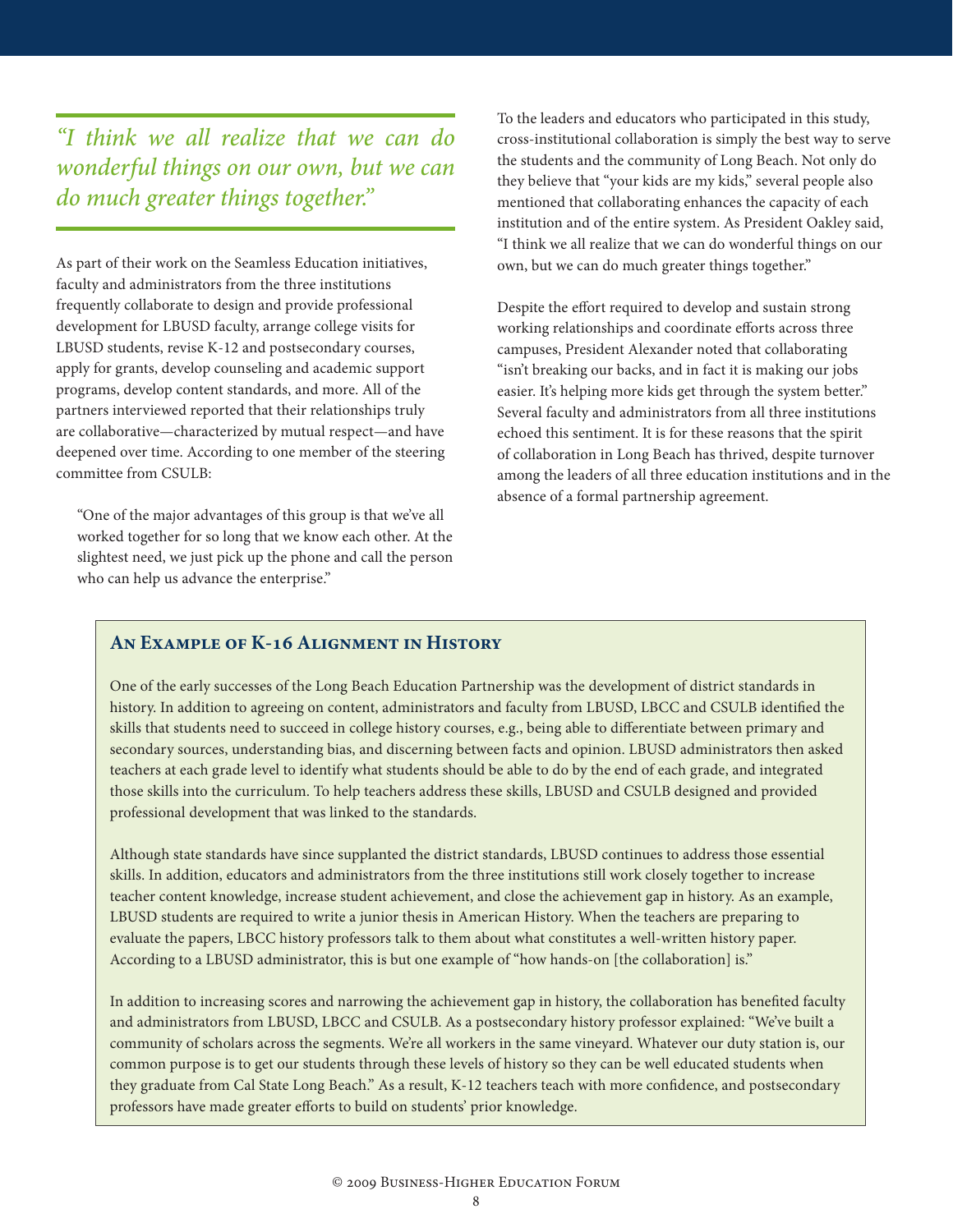*"I think we all realize that we can do wonderful things on our own, but we can do much greater things together."*

As part of their work on the Seamless Education initiatives, faculty and administrators from the three institutions frequently collaborate to design and provide professional development for LBUSD faculty, arrange college visits for LBUSD students, revise K-12 and postsecondary courses, apply for grants, develop counseling and academic support programs, develop content standards, and more. All of the partners interviewed reported that their relationships truly are collaborative—characterized by mutual respect—and have deepened over time. According to one member of the steering committee from CSULB:

> "One of the major advantages of this group is that we've all worked together for so long that we know each other. At the slightest need, we just pick up the phone and call the person who can help us advance the enterprise."

To the leaders and educators who participated in this study, cross-institutional collaboration is simply the best way to serve the students and the community of Long Beach. Not only do they believe that "your kids are my kids," several people also mentioned that collaborating enhances the capacity of each institution and of the entire system. As President Oakley said, "I think we all realize that we can do wonderful things on our own, but we can do much greater things together."

Despite the effort required to develop and sustain strong working relationships and coordinate efforts across three campuses, President Alexander noted that collaborating "isn't breaking our backs, and in fact it is making our jobs easier. It's helping more kids get through the system better." Several faculty and administrators from all three institutions echoed this sentiment. It is for these reasons that the spirit of collaboration in Long Beach has thrived, despite turnover among the leaders of all three education institutions and in the absence of a formal partnership agreement.

### An Example of K-16 Alignment in History

One of the early successes of the Long Beach Education Partnership was the development of district standards in history. In addition to agreeing on content, administrators and faculty from LBUSD, LBCC and CSULB identified the skills that students need to succeed in college history courses, e.g., being able to differentiate between primary and secondary sources, understanding bias, and discerning between facts and opinion. LBUSD administrators then asked teachers at each grade level to identify what students should be able to do by the end of each grade, and integrated those skills into the curriculum. To help teachers address these skills, LBUSD and CSULB designed and provided professional development that was linked to the standards.

Although state standards have since supplanted the district standards, LBUSD continues to address those essential skills. In addition, educators and administrators from the three institutions still work closely together to increase teacher content knowledge, increase student achievement, and close the achievement gap in history. As an example, LBUSD students are required to write a junior thesis in American History. When the teachers are preparing to evaluate the papers, LBCC history professors talk to them about what constitutes a well-written history paper. According to a LBUSD administrator, this is but one example of "how hands-on [the collaboration] is."

In addition to increasing scores and narrowing the achievement gap in history, the collaboration has benefited faculty and administrators from LBUSD, LBCC and CSULB. As a postsecondary history professor explained: "We've built a community of scholars across the segments. We're all workers in the same vineyard. Whatever our duty station is, our common purpose is to get our students through these levels of history so they can be well educated students when they graduate from Cal State Long Beach." As a result, K-12 teachers teach with more confidence, and postsecondary professors have made greater efforts to build on students' prior knowledge.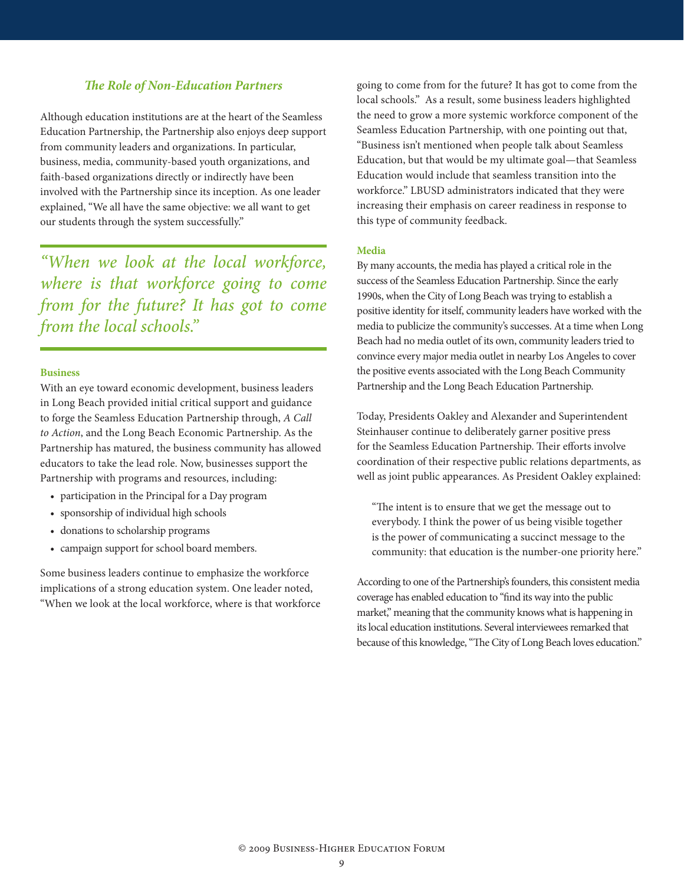### *The Role of Non-Education Partners*

Although education institutions are at the heart of the Seamless Education Partnership, the Partnership also enjoys deep support from community leaders and organizations. In particular, business, media, community-based youth organizations, and faith-based organizations directly or indirectly have been involved with the Partnership since its inception. As one leader explained, "We all have the same objective: we all want to get our students through the system successfully."

> *"When we look at the local workforce, where is that workforce going to come from for the future? It has got to come from the local schools."*

#### Business

With an eye toward economic development, business leaders in Long Beach provided initial critical support and guidance to forge the Seamless Education Partnership through, *A Call to Action*, and the Long Beach Economic Partnership. As the Partnership has matured, the business community has allowed educators to take the lead role. Now, businesses support the Partnership with programs and resources, including:

- participation in the Principal for a Day program
- sponsorship of individual high schools
- donations to scholarship programs
- campaign support for school board members.

Some business leaders continue to emphasize the workforce implications of a strong education system. One leader noted, "When we look at the local workforce, where is that workforce going to come from for the future? It has got to come from the local schools." As a result, some business leaders highlighted the need to grow a more systemic workforce component of the Seamless Education Partnership, with one pointing out that, "Business isn't mentioned when people talk about Seamless Education, but that would be my ultimate goal—that Seamless Education would include that seamless transition into the workforce." LBUSD administrators indicated that they were increasing their emphasis on career readiness in response to this type of community feedback.

#### Media

By many accounts, the media has played a critical role in the success of the Seamless Education Partnership. Since the early 1990s, when the City of Long Beach was trying to establish a positive identity for itself, community leaders have worked with the media to publicize the community's successes. At a time when Long Beach had no media outlet of its own, community leaders tried to convince every major media outlet in nearby Los Angeles to cover the positive events associated with the Long Beach Community Partnership and the Long Beach Education Partnership.

Today, Presidents Oakley and Alexander and Superintendent Steinhauser continue to deliberately garner positive press for the Seamless Education Partnership. Their efforts involve coordination of their respective public relations departments, as well as joint public appearances. As President Oakley explained:

> "The intent is to ensure that we get the message out to everybody. I think the power of us being visible together is the power of communicating a succinct message to the community: that education is the number-one priority here."

According to one of the Partnership's founders, this consistent media coverage has enabled education to "find its way into the public market," meaning that the community knows what is happening in its local education institutions. Several interviewees remarked that because of this knowledge, "The City of Long Beach loves education."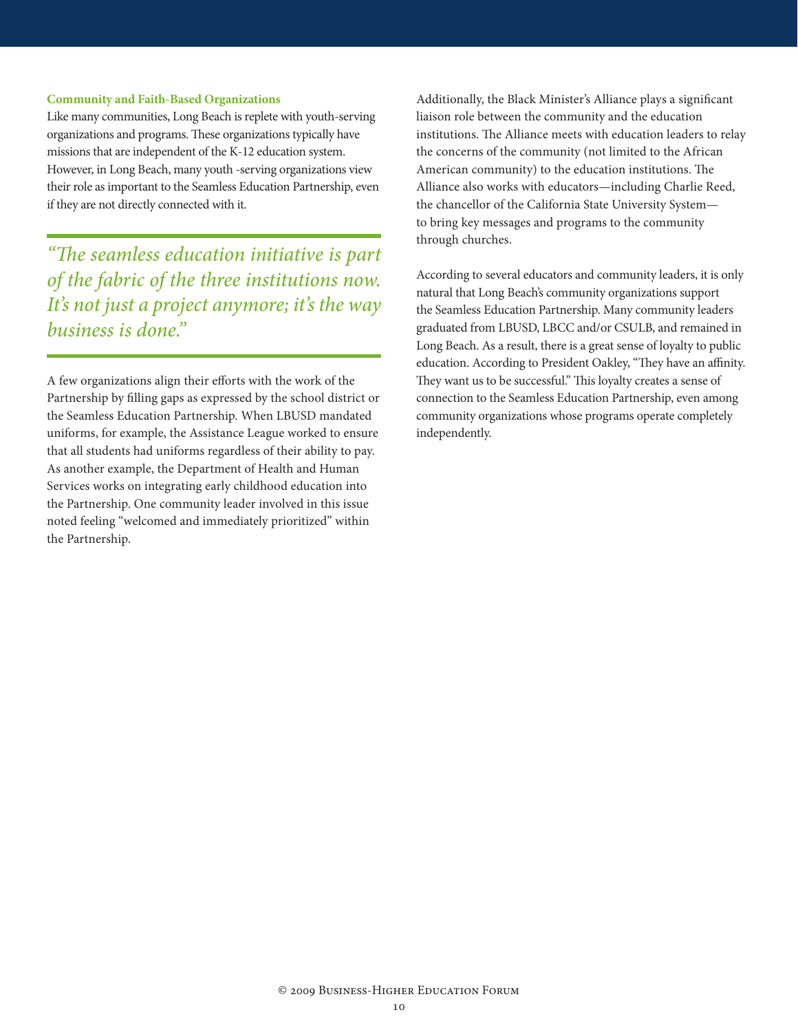### Community and Faith-Based Organizations

Like many communities, Long Beach is replete with youth-serving organizations and programs. These organizations typically have missions that are independent of the K-12 education system. However, in Long Beach, many youth -serving organizations view their role as important to the Seamless Education Partnership, even if they are not directly connected with it.

> *"The seamless education initiative is part of the fabric of the three institutions now. It's not just a project anymore; it's the way business is done."*

A few organizations align their efforts with the work of the Partnership by filling gaps as expressed by the school district or the Seamless Education Partnership. When LBUSD mandated uniforms, for example, the Assistance League worked to ensure that all students had uniforms regardless of their ability to pay. As another example, the Department of Health and Human Services works on integrating early childhood education into the Partnership. One community leader involved in this issue noted feeling "welcomed and immediately prioritized" within the Partnership.

Additionally, the Black Minister's Alliance plays a significant liaison role between the community and the education institutions. The Alliance meets with education leaders to relay the concerns of the community (not limited to the African American community) to the education institutions. The Alliance also works with educators—including Charlie Reed, the chancellor of the California State University System—to bring key messages and programs to the community through churches.

According to several educators and community leaders, it is only natural that Long Beach's community organizations support the Seamless Education Partnership. Many community leaders graduated from LBUSD, LBCC and/or CSULB, and remained in Long Beach. As a result, there is a great sense of loyalty to public education. According to President Oakley, "They have an affinity. They want us to be successful." This loyalty creates a sense of connection to the Seamless Education Partnership, even among community organizations whose programs operate completely independently.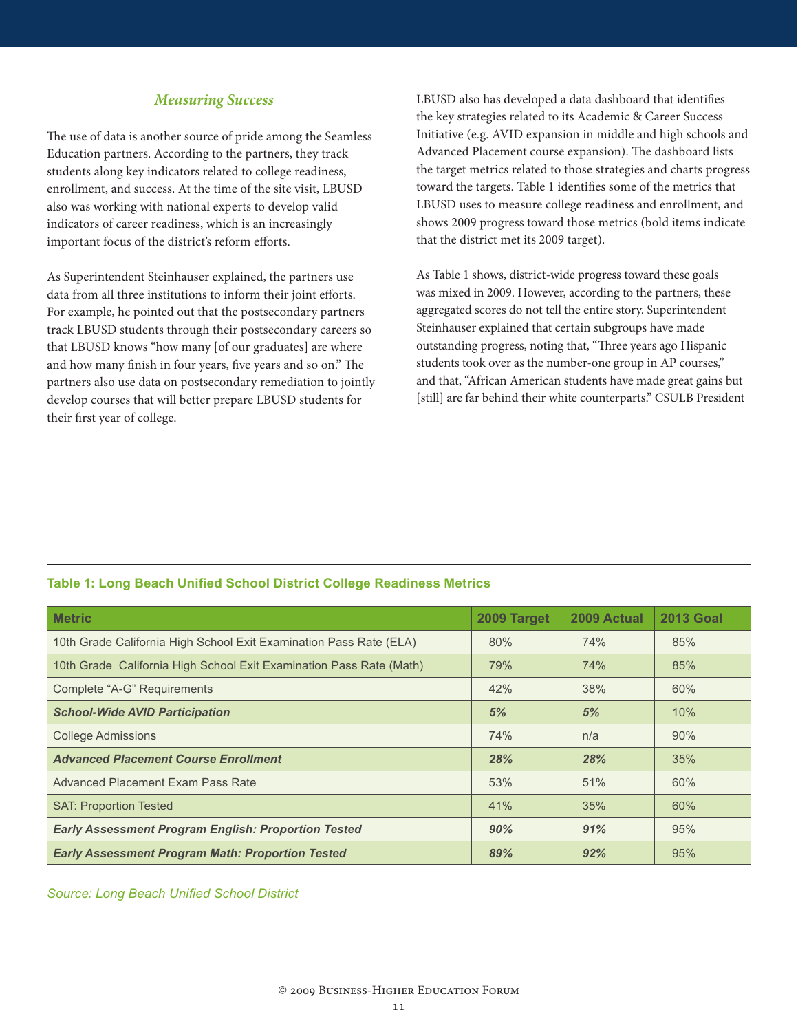### *Measuring Success*

The use of data is another source of pride among the Seamless Education partners. According to the partners, they track students along key indicators related to college readiness, enrollment, and success. At the time of the site visit, LBUSD also was working with national experts to develop valid indicators of career readiness, which is an increasingly important focus of the district's reform efforts.

As Superintendent Steinhauser explained, the partners use data from all three institutions to inform their joint efforts. For example, he pointed out that the postsecondary partners track LBUSD students through their postsecondary careers so that LBUSD knows "how many [of our graduates] are where and how many finish in four years, five years and so on." The partners also use data on postsecondary remediation to jointly develop courses that will better prepare LBUSD students for their first year of college.

LBUSD also has developed a data dashboard that identifies the key strategies related to its Academic & Career Success Initiative (e.g. AVID expansion in middle and high schools and Advanced Placement course expansion). The dashboard lists the target metrics related to those strategies and charts progress toward the targets. Table 1 identifies some of the metrics that LBUSD uses to measure college readiness and enrollment, and shows 2009 progress toward those metrics (bold items indicate that the district met its 2009 target).

As Table 1 shows, district-wide progress toward these goals was mixed in 2009. However, according to the partners, these aggregated scores do not tell the entire story. Superintendent Steinhauser explained that certain subgroups have made outstanding progress, noting that, "Three years ago Hispanic students took over as the number-one group in AP courses," and that, "African American students have made great gains but [still] are far behind their white counterparts." CSULB President

**Table 1: Long Beach Unified School District College Readiness Metrics**

| Metric | 2009 Target | 2009 Actual | 2013 Goal |
|---|---|---|---|
| 10th Grade California High School Exit Examination Pass Rate (ELA) | 80% | 74% | 85% |
| 10th Grade California High School Exit Examination Pass Rate (Math) | 79% | 74% | 85% |
| Complete "A-G" Requirements | 42% | 38% | 60% |
| ***School-Wide AVID Participation*** | ***5%*** | ***5%*** | 10% |
| College Admissions | 74% | n/a | 90% |
| ***Advanced Placement Course Enrollment*** | ***28%*** | ***28%*** | 35% |
| Advanced Placement Exam Pass Rate | 53% | 51% | 60% |
| SAT: Proportion Tested | 41% | 35% | 60% |
| ***Early Assessment Program English: Proportion Tested*** | ***90%*** | ***91%*** | 95% |
| ***Early Assessment Program Math: Proportion Tested*** | ***89%*** | ***92%*** | 95% |

*Source: Long Beach Unified School District*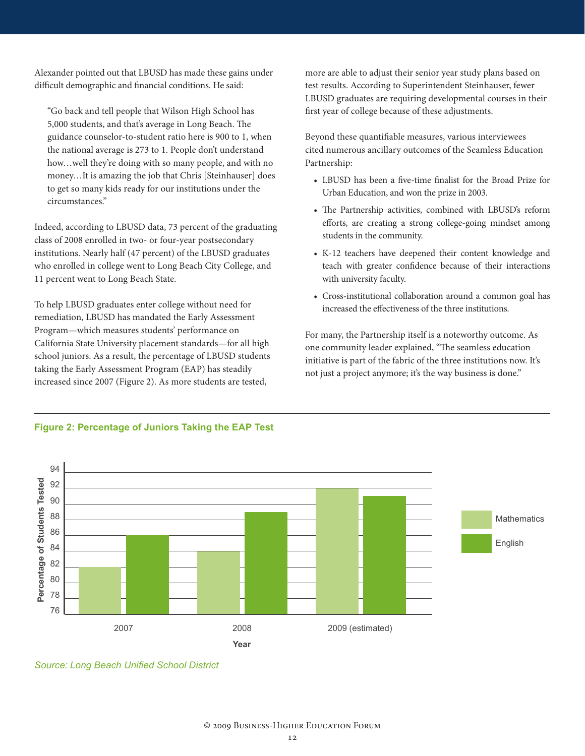Alexander pointed out that LBUSD has made these gains under difficult demographic and financial conditions. He said:

> "Go back and tell people that Wilson High School has 5,000 students, and that's average in Long Beach. The guidance counselor-to-student ratio here is 900 to 1, when the national average is 273 to 1. People don't understand how…well they're doing with so many people, and with no money…It is amazing the job that Chris [Steinhauser] does to get so many kids ready for our institutions under the circumstances."

Indeed, according to LBUSD data, 73 percent of the graduating class of 2008 enrolled in two- or four-year postsecondary institutions. Nearly half (47 percent) of the LBUSD graduates who enrolled in college went to Long Beach City College, and 11 percent went to Long Beach State.

To help LBUSD graduates enter college without need for remediation, LBUSD has mandated the Early Assessment Program—which measures students' performance on California State University placement standards—for all high school juniors. As a result, the percentage of LBUSD students taking the Early Assessment Program (EAP) has steadily increased since 2007 (Figure 2). As more students are tested, more are able to adjust their senior year study plans based on test results. According to Superintendent Steinhauser, fewer LBUSD graduates are requiring developmental courses in their first year of college because of these adjustments.

Beyond these quantifiable measures, various interviewees cited numerous ancillary outcomes of the Seamless Education Partnership:

- LBUSD has been a five-time finalist for the Broad Prize for Urban Education, and won the prize in 2003.
- The Partnership activities, combined with LBUSD's reform efforts, are creating a strong college-going mindset among students in the community.
- K-12 teachers have deepened their content knowledge and teach with greater confidence because of their interactions with university faculty.
- Cross-institutional collaboration around a common goal has increased the effectiveness of the three institutions.

For many, the Partnership itself is a noteworthy outcome. As one community leader explained, "The seamless education initiative is part of the fabric of the three institutions now. It's not just a project anymore; it's the way business is done."

**Figure 2: Percentage of Juniors Taking the EAP Test**

| Year | Mathematics | English |
|---|---|---|
| 2007 | 82 | 86 |
| 2008 | 84 | 89 |
| 2009 (estimated) | 92 | 91 |

*Source: Long Beach Unified School District*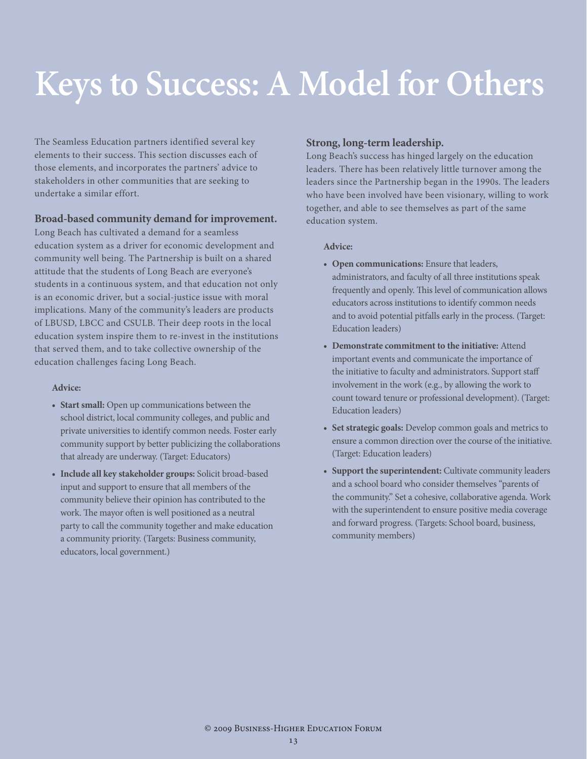# Keys to Success: A Model for Others

The Seamless Education partners identified several key elements to their success. This section discusses each of those elements, and incorporates the partners' advice to stakeholders in other communities that are seeking to undertake a similar effort.

### Broad-based community demand for improvement.

Long Beach has cultivated a demand for a seamless education system as a driver for economic development and community well being. The Partnership is built on a shared attitude that the students of Long Beach are everyone's students in a continuous system, and that education not only is an economic driver, but a social-justice issue with moral implications. Many of the community's leaders are products of LBUSD, LBCC and CSULB. Their deep roots in the local education system inspire them to re-invest in the institutions that served them, and to take collective ownership of the education challenges facing Long Beach.

**Advice:**

- **Start small:** Open up communications between the school district, local community colleges, and public and private universities to identify common needs. Foster early community support by better publicizing the collaborations that already are underway. (Target: Educators)
- **Include all key stakeholder groups:** Solicit broad-based input and support to ensure that all members of the community believe their opinion has contributed to the work. The mayor often is well positioned as a neutral party to call the community together and make education a community priority. (Targets: Business community, educators, local government.)

### Strong, long-term leadership.

Long Beach's success has hinged largely on the education leaders. There has been relatively little turnover among the leaders since the Partnership began in the 1990s. The leaders who have been involved have been visionary, willing to work together, and able to see themselves as part of the same education system.

**Advice:**

- **Open communications:** Ensure that leaders, administrators, and faculty of all three institutions speak frequently and openly. This level of communication allows educators across institutions to identify common needs and to avoid potential pitfalls early in the process. (Target: Education leaders)
- **Demonstrate commitment to the initiative:** Attend important events and communicate the importance of the initiative to faculty and administrators. Support staff involvement in the work (e.g., by allowing the work to count toward tenure or professional development). (Target: Education leaders)
- **Set strategic goals:** Develop common goals and metrics to ensure a common direction over the course of the initiative. (Target: Education leaders)
- **Support the superintendent:** Cultivate community leaders and a school board who consider themselves "parents of the community." Set a cohesive, collaborative agenda. Work with the superintendent to ensure positive media coverage and forward progress. (Targets: School board, business, community members)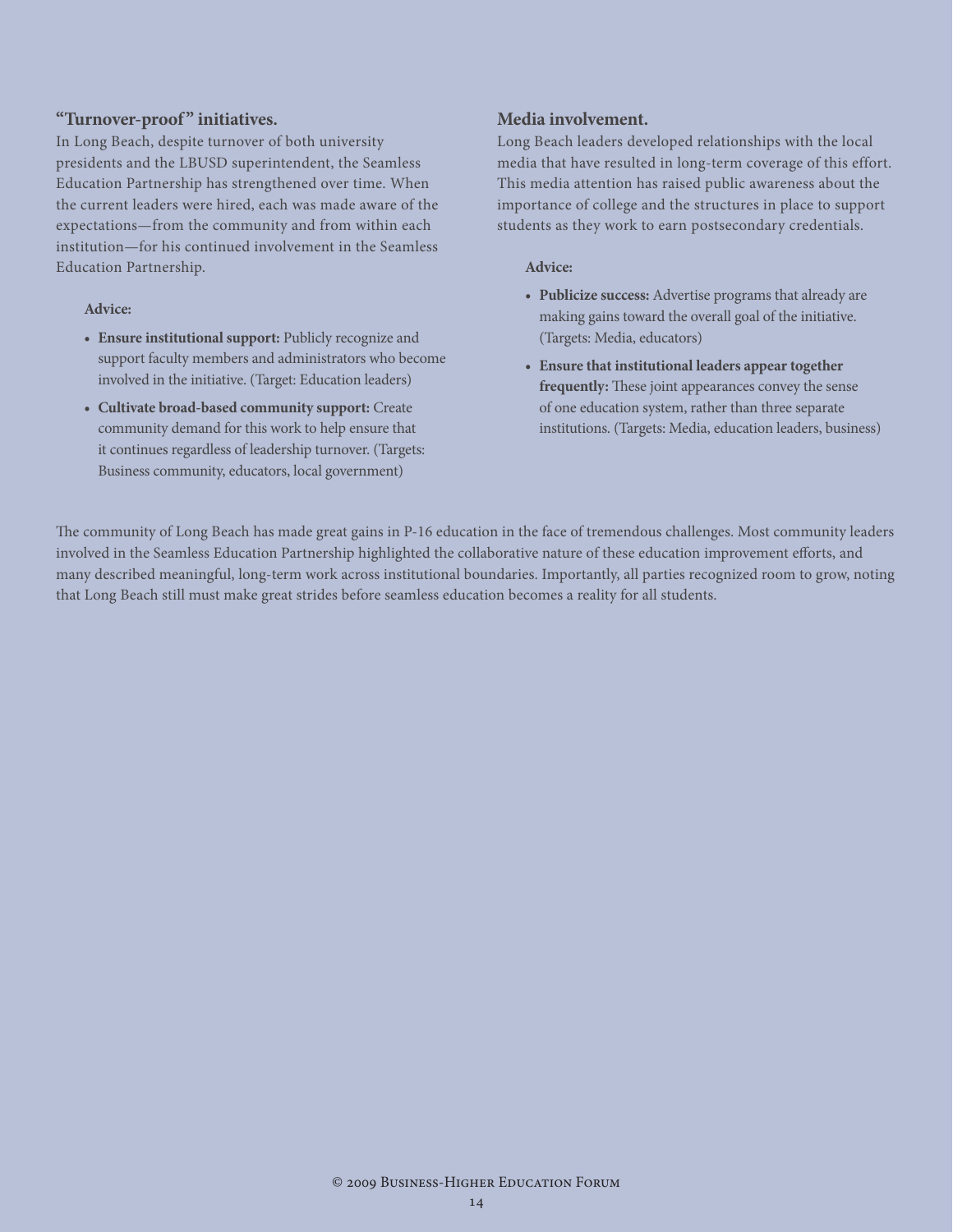### "Turnover-proof" initiatives.

In Long Beach, despite turnover of both university presidents and the LBUSD superintendent, the Seamless Education Partnership has strengthened over time. When the current leaders were hired, each was made aware of the expectations—from the community and from within each institution—for his continued involvement in the Seamless Education Partnership.

**Advice:**

- **Ensure institutional support:** Publicly recognize and support faculty members and administrators who become involved in the initiative. (Target: Education leaders)
- **Cultivate broad-based community support:** Create community demand for this work to help ensure that it continues regardless of leadership turnover. (Targets: Business community, educators, local government)

### Media involvement.

Long Beach leaders developed relationships with the local media that have resulted in long-term coverage of this effort. This media attention has raised public awareness about the importance of college and the structures in place to support students as they work to earn postsecondary credentials.

**Advice:**

- **Publicize success:** Advertise programs that already are making gains toward the overall goal of the initiative. (Targets: Media, educators)
- **Ensure that institutional leaders appear together frequently:** These joint appearances convey the sense of one education system, rather than three separate institutions. (Targets: Media, education leaders, business)

The community of Long Beach has made great gains in P-16 education in the face of tremendous challenges. Most community leaders involved in the Seamless Education Partnership highlighted the collaborative nature of these education improvement efforts, and many described meaningful, long-term work across institutional boundaries. Importantly, all parties recognized room to grow, noting that Long Beach still must make great strides before seamless education becomes a reality for all students.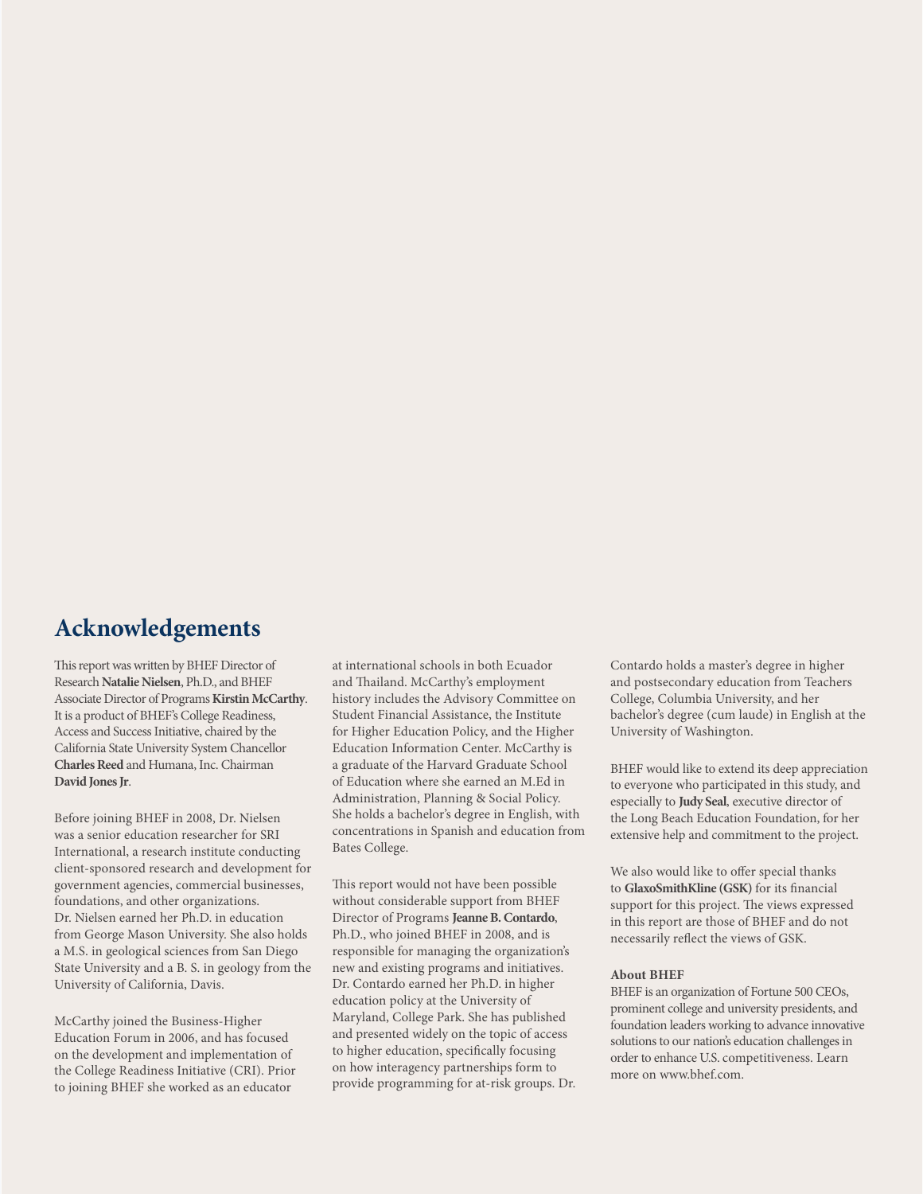## Acknowledgements

This report was written by BHEF Director of Research **Natalie Nielsen**, Ph.D., and BHEF Associate Director of Programs **Kirstin McCarthy**. It is a product of BHEF's College Readiness, Access and Success Initiative, chaired by the California State University System Chancellor **Charles Reed** and Humana, Inc. Chairman **David Jones Jr**.

Before joining BHEF in 2008, Dr. Nielsen was a senior education researcher for SRI International, a research institute conducting client-sponsored research and development for government agencies, commercial businesses, foundations, and other organizations. Dr. Nielsen earned her Ph.D. in education from George Mason University. She also holds a M.S. in geological sciences from San Diego State University and a B. S. in geology from the University of California, Davis.

McCarthy joined the Business-Higher Education Forum in 2006, and has focused on the development and implementation of the College Readiness Initiative (CRI). Prior to joining BHEF she worked as an educator at international schools in both Ecuador and Thailand. McCarthy's employment history includes the Advisory Committee on Student Financial Assistance, the Institute for Higher Education Policy, and the Higher Education Information Center. McCarthy is a graduate of the Harvard Graduate School of Education where she earned an M.Ed in Administration, Planning & Social Policy. She holds a bachelor's degree in English, with concentrations in Spanish and education from Bates College.

This report would not have been possible without considerable support from BHEF Director of Programs **Jeanne B. Contardo**, Ph.D., who joined BHEF in 2008, and is responsible for managing the organization's new and existing programs and initiatives. Dr. Contardo earned her Ph.D. in higher education policy at the University of Maryland, College Park. She has published and presented widely on the topic of access to higher education, specifically focusing on how interagency partnerships form to provide programming for at-risk groups. Dr. Contardo holds a master's degree in higher and postsecondary education from Teachers College, Columbia University, and her bachelor's degree (cum laude) in English at the University of Washington.

BHEF would like to extend its deep appreciation to everyone who participated in this study, and especially to **Judy Seal**, executive director of the Long Beach Education Foundation, for her extensive help and commitment to the project.

We also would like to offer special thanks to **GlaxoSmithKline (GSK)** for its financial support for this project. The views expressed in this report are those of BHEF and do not necessarily reflect the views of GSK.

**About BHEF**
BHEF is an organization of Fortune 500 CEOs, prominent college and university presidents, and foundation leaders working to advance innovative solutions to our nation's education challenges in order to enhance U.S. competitiveness. Learn more on www.bhef.com.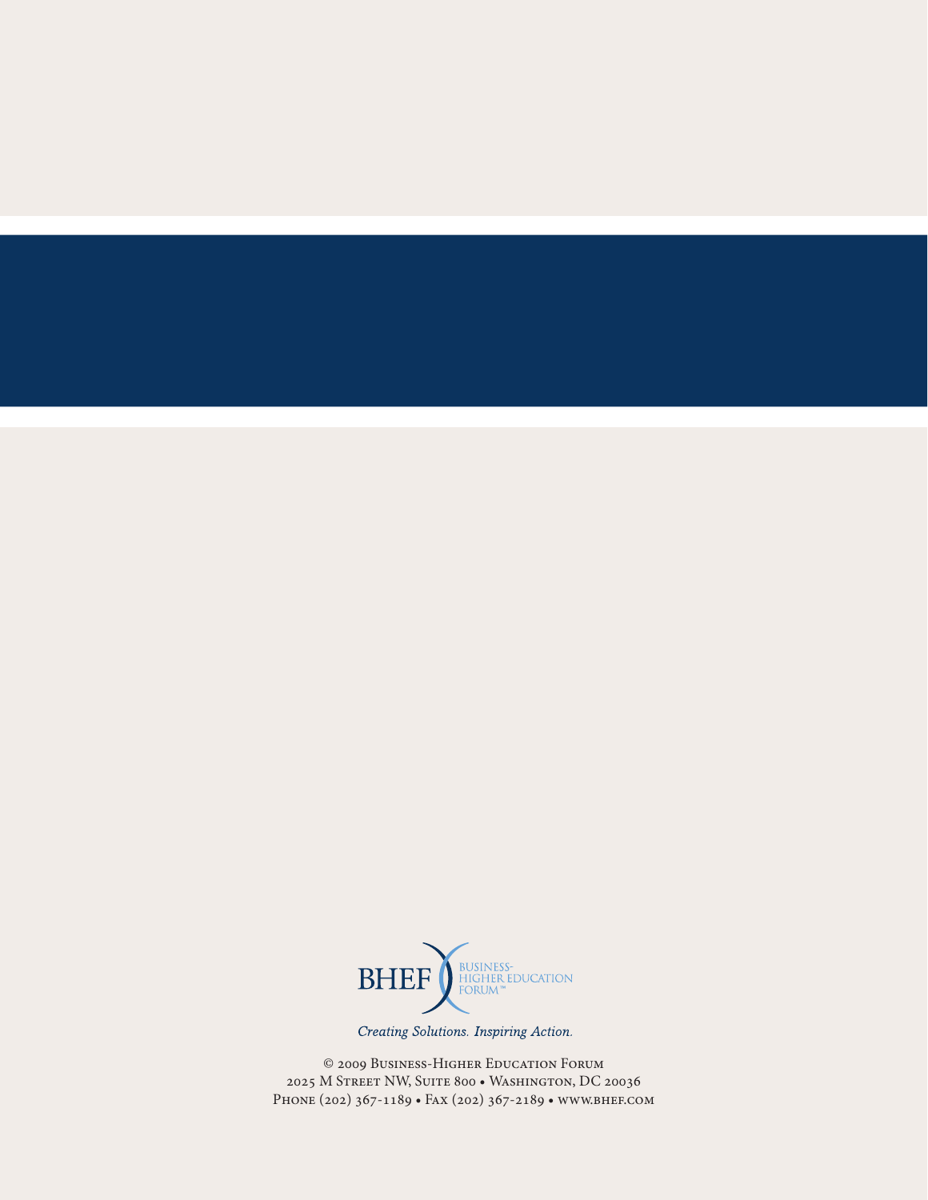BHEF

BUSINESS-
HIGHER EDUCATION
FORUM™

*Creating Solutions. Inspiring Action.*

© 2009 Business-Higher Education Forum
2025 M Street NW, Suite 800 • Washington, DC 20036
Phone (202) 367-1189 • Fax (202) 367-2189 • www.bhef.com